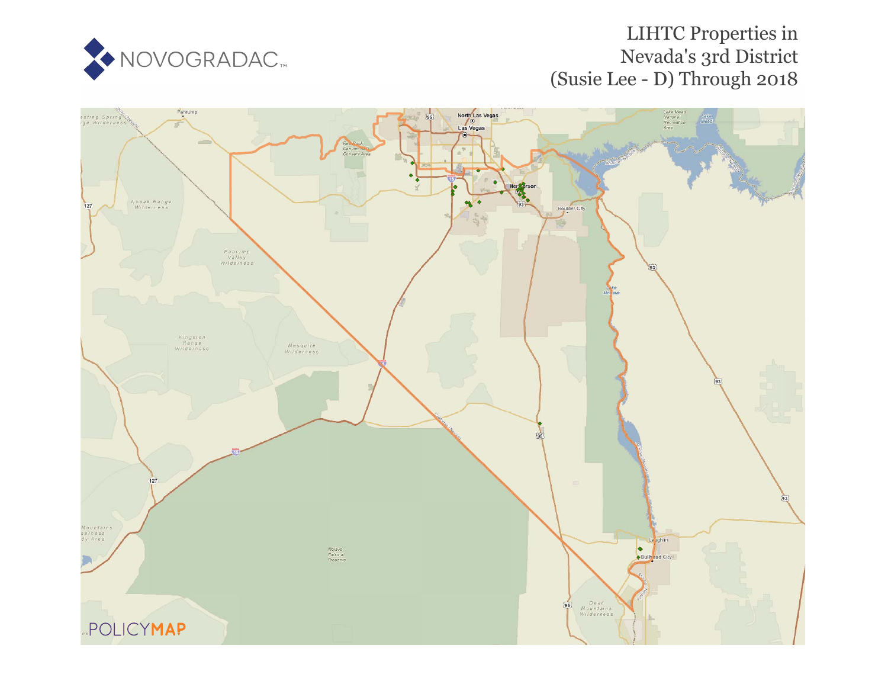NOVOGRADAC

# LIHTC Properties in Nevada's 3rd District (Susie Lee - D) Through 2018

POLICYMAP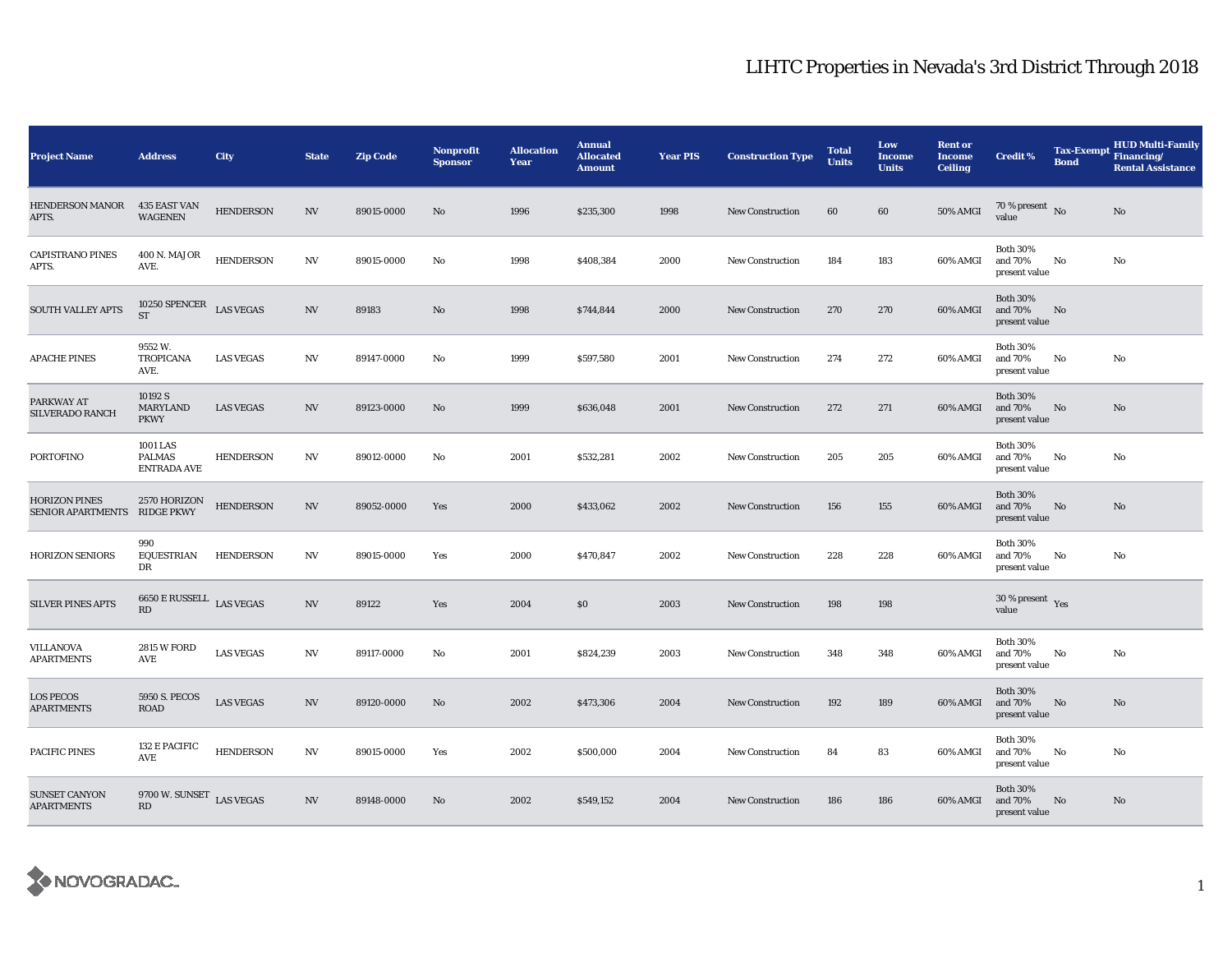# LIHTC Properties in Nevada's 3rd District Through 2018

| Project Name | Address | City | State | Zip Code | Nonprofit Sponsor | Allocation Year | Annual Allocated Amount | Year PIS | Construction Type | Total Units | Low Income Units | Rent or Income Ceiling | Credit % | Tax-Exempt Bond | HUD Multi-Family Financing/ Rental Assistance |
|---|---|---|---|---|---|---|---|---|---|---|---|---|---|---|---|
| HENDERSON MANOR APTS. | 435 EAST VAN WAGENEN | HENDERSON | NV | 89015-0000 | No | 1996 | $235,300 | 1998 | New Construction | 60 | 60 | 50% AMGI | 70 % present value | No | No |
| CAPISTRANO PINES APTS. | 400 N. MAJOR AVE. | HENDERSON | NV | 89015-0000 | No | 1998 | $408,384 | 2000 | New Construction | 184 | 183 | 60% AMGI | Both 30% and 70% present value | No | No |
| SOUTH VALLEY APTS | 10250 SPENCER ST | LAS VEGAS | NV | 89183 | No | 1998 | $744,844 | 2000 | New Construction | 270 | 270 | 60% AMGI | Both 30% and 70% present value | No | |
| APACHE PINES | 9552 W. TROPICANA AVE. | LAS VEGAS | NV | 89147-0000 | No | 1999 | $597,580 | 2001 | New Construction | 274 | 272 | 60% AMGI | Both 30% and 70% present value | No | No |
| PARKWAY AT SILVERADO RANCH | 10192 S MARYLAND PKWY | LAS VEGAS | NV | 89123-0000 | No | 1999 | $636,048 | 2001 | New Construction | 272 | 271 | 60% AMGI | Both 30% and 70% present value | No | No |
| PORTOFINO | 1001 LAS PALMAS ENTRADA AVE | HENDERSON | NV | 89012-0000 | No | 2001 | $532,281 | 2002 | New Construction | 205 | 205 | 60% AMGI | Both 30% and 70% present value | No | No |
| HORIZON PINES SENIOR APARTMENTS | 2570 HORIZON RIDGE PKWY | HENDERSON | NV | 89052-0000 | Yes | 2000 | $433,062 | 2002 | New Construction | 156 | 155 | 60% AMGI | Both 30% and 70% present value | No | No |
| HORIZON SENIORS | 990 EQUESTRIAN DR | HENDERSON | NV | 89015-0000 | Yes | 2000 | $470,847 | 2002 | New Construction | 228 | 228 | 60% AMGI | Both 30% and 70% present value | No | No |
| SILVER PINES APTS | 6650 E RUSSELL RD | LAS VEGAS | NV | 89122 | Yes | 2004 | $0 | 2003 | New Construction | 198 | 198 | | 30 % present value | Yes | |
| VILLANOVA APARTMENTS | 2815 W FORD AVE | LAS VEGAS | NV | 89117-0000 | No | 2001 | $824,239 | 2003 | New Construction | 348 | 348 | 60% AMGI | Both 30% and 70% present value | No | No |
| LOS PECOS APARTMENTS | 5950 S. PECOS ROAD | LAS VEGAS | NV | 89120-0000 | No | 2002 | $473,306 | 2004 | New Construction | 192 | 189 | 60% AMGI | Both 30% and 70% present value | No | No |
| PACIFIC PINES | 132 E PACIFIC AVE | HENDERSON | NV | 89015-0000 | Yes | 2002 | $500,000 | 2004 | New Construction | 84 | 83 | 60% AMGI | Both 30% and 70% present value | No | No |
| SUNSET CANYON APARTMENTS | 9700 W. SUNSET RD | LAS VEGAS | NV | 89148-0000 | No | 2002 | $549,152 | 2004 | New Construction | 186 | 186 | 60% AMGI | Both 30% and 70% present value | No | No |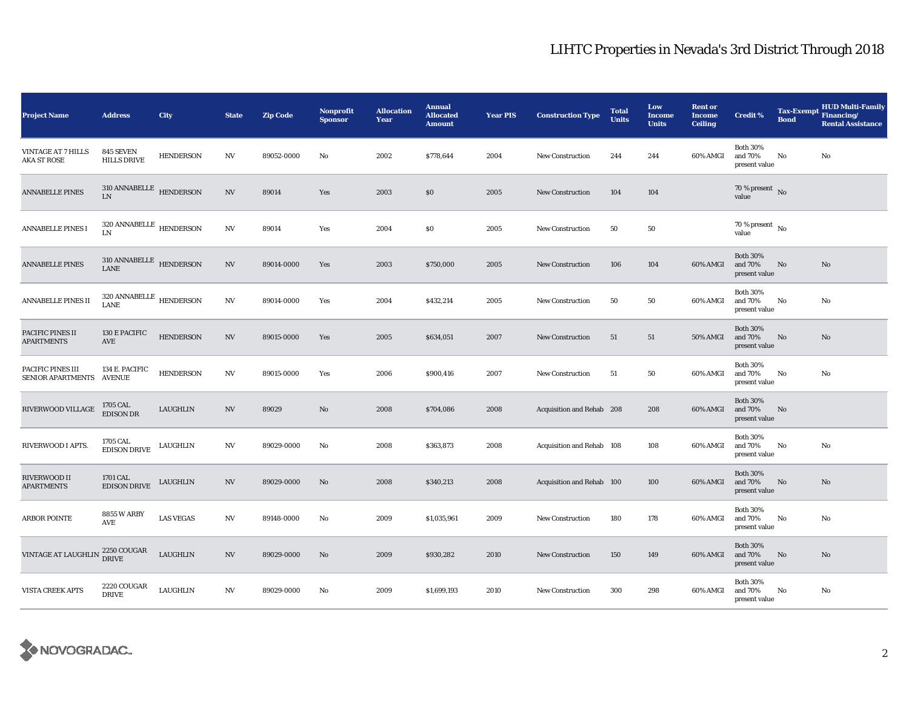# LIHTC Properties in Nevada's 3rd District Through 2018

| Project Name | Address | City | State | Zip Code | Nonprofit Sponsor | Allocation Year | Annual Allocated Amount | Year PIS | Construction Type | Total Units | Low Income Units | Rent or Income Ceiling | Credit % | Tax-Exempt Bond | HUD Multi-Family Financing/ Rental Assistance |
|---|---|---|---|---|---|---|---|---|---|---|---|---|---|---|---|
| VINTAGE AT 7 HILLS AKA ST ROSE | 845 SEVEN HILLS DRIVE | HENDERSON | NV | 89052-0000 | No | 2002 | $778,644 | 2004 | New Construction | 244 | 244 | 60% AMGI | Both 30% and 70% present value | No | No |
| ANNABELLE PINES | 310 ANNABELLE LN | HENDERSON | NV | 89014 | Yes | 2003 | $0 | 2005 | New Construction | 104 | 104 | | 70 % present value | No | |
| ANNABELLE PINES I | 320 ANNABELLE LN | HENDERSON | NV | 89014 | Yes | 2004 | $0 | 2005 | New Construction | 50 | 50 | | 70 % present value | No | |
| ANNABELLE PINES | 310 ANNABELLE LANE | HENDERSON | NV | 89014-0000 | Yes | 2003 | $750,000 | 2005 | New Construction | 106 | 104 | 60% AMGI | Both 30% and 70% present value | No | No |
| ANNABELLE PINES II | 320 ANNABELLE LANE | HENDERSON | NV | 89014-0000 | Yes | 2004 | $432,214 | 2005 | New Construction | 50 | 50 | 60% AMGI | Both 30% and 70% present value | No | No |
| PACIFIC PINES II APARTMENTS | 130 E PACIFIC AVE | HENDERSON | NV | 89015-0000 | Yes | 2005 | $634,051 | 2007 | New Construction | 51 | 51 | 50% AMGI | Both 30% and 70% present value | No | No |
| PACIFIC PINES III SENIOR APARTMENTS | 134 E. PACIFIC AVENUE | HENDERSON | NV | 89015-0000 | Yes | 2006 | $900,416 | 2007 | New Construction | 51 | 50 | 60% AMGI | Both 30% and 70% present value | No | No |
| RIVERWOOD VILLAGE | 1705 CAL EDISON DR | LAUGHLIN | NV | 89029 | No | 2008 | $704,086 | 2008 | Acquisition and Rehab | 208 | 208 | 60% AMGI | Both 30% and 70% present value | No | |
| RIVERWOOD I APTS. | 1705 CAL EDISON DRIVE | LAUGHLIN | NV | 89029-0000 | No | 2008 | $363,873 | 2008 | Acquisition and Rehab | 108 | 108 | 60% AMGI | Both 30% and 70% present value | No | No |
| RIVERWOOD II APARTMENTS | 1701 CAL EDISON DRIVE | LAUGHLIN | NV | 89029-0000 | No | 2008 | $340,213 | 2008 | Acquisition and Rehab | 100 | 100 | 60% AMGI | Both 30% and 70% present value | No | No |
| ARBOR POINTE | 8855 W ARBY AVE | LAS VEGAS | NV | 89148-0000 | No | 2009 | $1,035,961 | 2009 | New Construction | 180 | 178 | 60% AMGI | Both 30% and 70% present value | No | No |
| VINTAGE AT LAUGHLIN | 2250 COUGAR DRIVE | LAUGHLIN | NV | 89029-0000 | No | 2009 | $930,282 | 2010 | New Construction | 150 | 149 | 60% AMGI | Both 30% and 70% present value | No | No |
| VISTA CREEK APTS | 2220 COUGAR DRIVE | LAUGHLIN | NV | 89029-0000 | No | 2009 | $1,699,193 | 2010 | New Construction | 300 | 298 | 60% AMGI | Both 30% and 70% present value | No | No |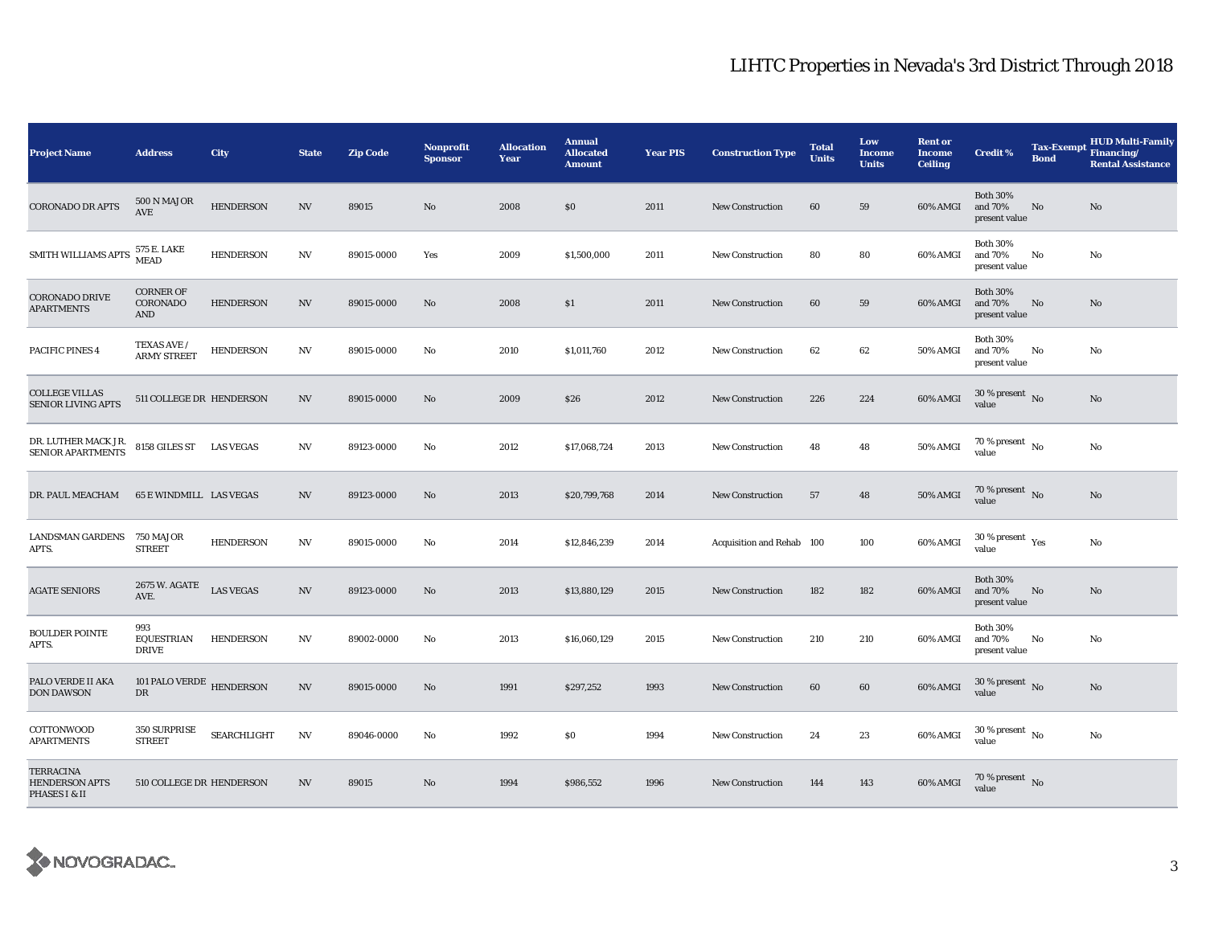# LIHTC Properties in Nevada's 3rd District Through 2018

| Project Name | Address | City | State | Zip Code | Nonprofit Sponsor | Allocation Year | Annual Allocated Amount | Year PIS | Construction Type | Total Units | Low Income Units | Rent or Income Ceiling | Credit % | Tax-Exempt Bond | HUD Multi-Family Financing/ Rental Assistance |
|---|---|---|---|---|---|---|---|---|---|---|---|---|---|---|---|
| CORONADO DR APTS | 500 N MAJOR AVE | HENDERSON | NV | 89015 | No | 2008 | $0 | 2011 | New Construction | 60 | 59 | 60% AMGI | Both 30% and 70% present value | No | No |
| SMITH WILLIAMS APTS | 575 E. LAKE MEAD | HENDERSON | NV | 89015-0000 | Yes | 2009 | $1,500,000 | 2011 | New Construction | 80 | 80 | 60% AMGI | Both 30% and 70% present value | No | No |
| CORONADO DRIVE APARTMENTS | CORNER OF CORONADO AND | HENDERSON | NV | 89015-0000 | No | 2008 | $1 | 2011 | New Construction | 60 | 59 | 60% AMGI | Both 30% and 70% present value | No | No |
| PACIFIC PINES 4 | TEXAS AVE / ARMY STREET | HENDERSON | NV | 89015-0000 | No | 2010 | $1,011,760 | 2012 | New Construction | 62 | 62 | 50% AMGI | Both 30% and 70% present value | No | No |
| COLLEGE VILLAS SENIOR LIVING APTS | 511 COLLEGE DR | HENDERSON | NV | 89015-0000 | No | 2009 | $26 | 2012 | New Construction | 226 | 224 | 60% AMGI | 30 % present value | No | No |
| DR. LUTHER MACK JR. SENIOR APARTMENTS | 8158 GILES ST | LAS VEGAS | NV | 89123-0000 | No | 2012 | $17,068,724 | 2013 | New Construction | 48 | 48 | 50% AMGI | 70 % present value | No | No |
| DR. PAUL MEACHAM | 65 E WINDMILL | LAS VEGAS | NV | 89123-0000 | No | 2013 | $20,799,768 | 2014 | New Construction | 57 | 48 | 50% AMGI | 70 % present value | No | No |
| LANDSMAN GARDENS APTS. | 750 MAJOR STREET | HENDERSON | NV | 89015-0000 | No | 2014 | $12,846,239 | 2014 | Acquisition and Rehab | 100 | 100 | 60% AMGI | 30 % present value | Yes | No |
| AGATE SENIORS | 2675 W. AGATE AVE. | LAS VEGAS | NV | 89123-0000 | No | 2013 | $13,880,129 | 2015 | New Construction | 182 | 182 | 60% AMGI | Both 30% and 70% present value | No | No |
| BOULDER POINTE APTS. | 993 EQUESTRIAN DRIVE | HENDERSON | NV | 89002-0000 | No | 2013 | $16,060,129 | 2015 | New Construction | 210 | 210 | 60% AMGI | Both 30% and 70% present value | No | No |
| PALO VERDE II AKA DON DAWSON | 101 PALO VERDE DR | HENDERSON | NV | 89015-0000 | No | 1991 | $297,252 | 1993 | New Construction | 60 | 60 | 60% AMGI | 30 % present value | No | No |
| COTTONWOOD APARTMENTS | 350 SURPRISE STREET | SEARCHLIGHT | NV | 89046-0000 | No | 1992 | $0 | 1994 | New Construction | 24 | 23 | 60% AMGI | 30 % present value | No | No |
| TERRACINA HENDERSON APTS PHASES I & II | 510 COLLEGE DR | HENDERSON | NV | 89015 | No | 1994 | $986,552 | 1996 | New Construction | 144 | 143 | 60% AMGI | 70 % present value | No | |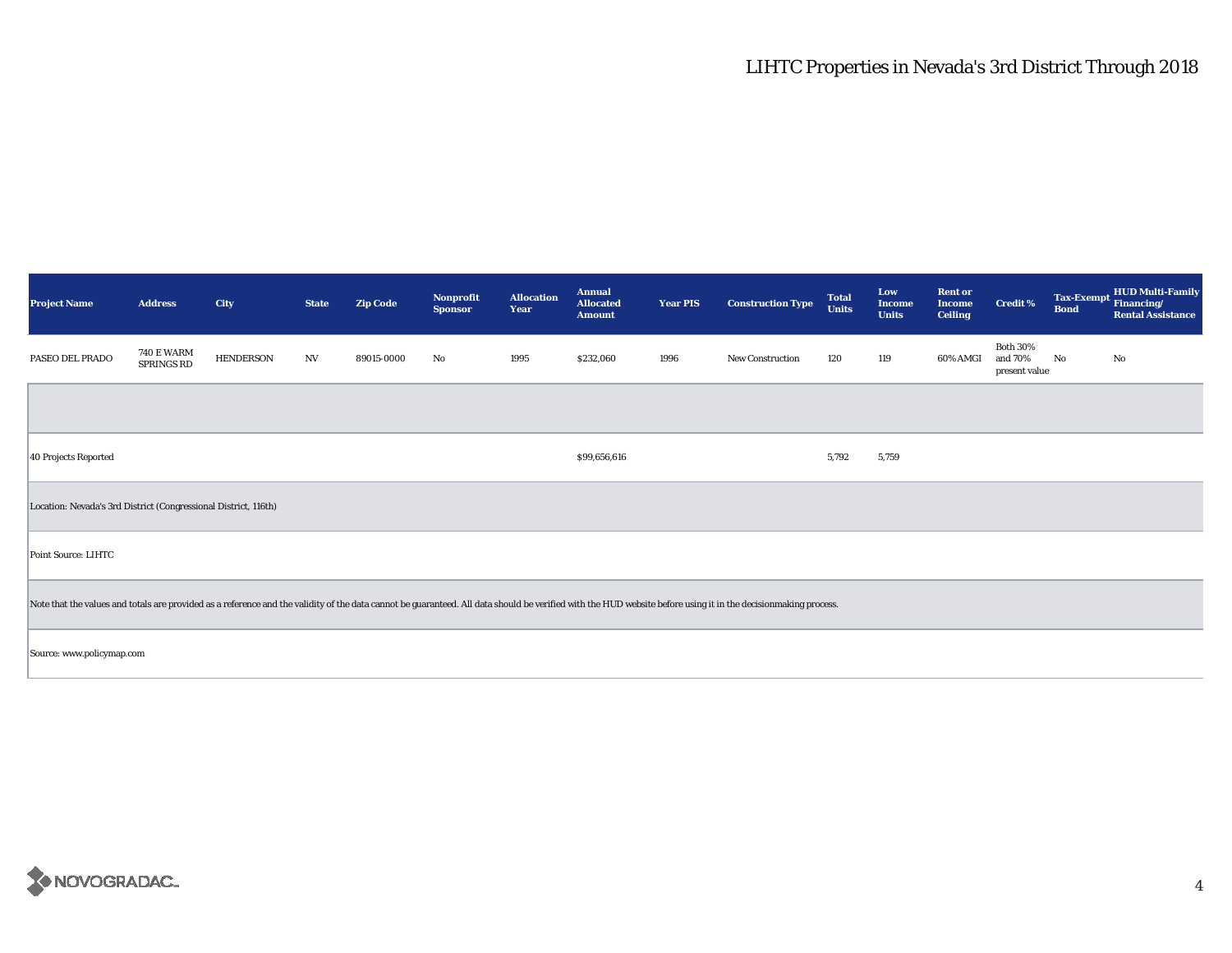| Project Name | Address | City | State | Zip Code | Nonprofit Sponsor | Allocation Year | Annual Allocated Amount | Year PIS | Construction Type | Total Units | Low Income Units | Rent or Income Ceiling | Credit % | Tax-Exempt Bond | HUD Multi-Family Financing/ Rental Assistance |
|---|---|---|---|---|---|---|---|---|---|---|---|---|---|---|---|
| PASEO DEL PRADO | 740 E WARM SPRINGS RD | HENDERSON | NV | 89015-0000 | No | 1995 | $232,060 | 1996 | New Construction | 120 | 119 | 60% AMGI | Both 30% and 70% present value | No | No |
| | | | | | | | | | | | | | | | |
| 40 Projects Reported | | | | | | | $99,656,616 | | | 5,792 | 5,759 | | | | |

Location: Nevada's 3rd District (Congressional District, 116th)

Point Source: LIHTC

Note that the values and totals are provided as a reference and the validity of the data cannot be guaranteed. All data should be verified with the HUD website before using it in the decisionmaking process.

Source: www.policymap.com